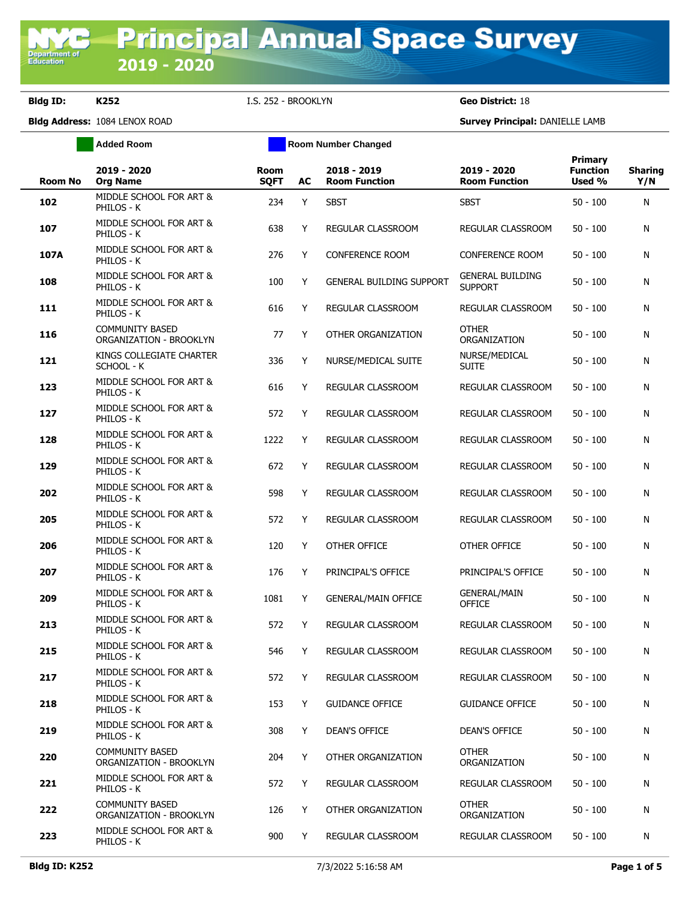# Principal Annual Space Survey 2019 - 2020

**Bldg ID:** K252 I.S. 252 - BROOKLYN **Geo District:** 18

**Bldg Address:** 1084 LENOX ROAD **Survey Principal:** DANIELLE LAMB

Added Room | Room Number Changed

| Room No | 2019 - 2020 Org Name | Room SQFT | AC | 2018 - 2019 Room Function | 2019 - 2020 Room Function | Primary Function Used % | Sharing Y/N |
|---|---|---|---|---|---|---|---|
| 102 | MIDDLE SCHOOL FOR ART & PHILOS - K | 234 | Y | SBST | SBST | 50 - 100 | N |
| 107 | MIDDLE SCHOOL FOR ART & PHILOS - K | 638 | Y | REGULAR CLASSROOM | REGULAR CLASSROOM | 50 - 100 | N |
| 107A | MIDDLE SCHOOL FOR ART & PHILOS - K | 276 | Y | CONFERENCE ROOM | CONFERENCE ROOM | 50 - 100 | N |
| 108 | MIDDLE SCHOOL FOR ART & PHILOS - K | 100 | Y | GENERAL BUILDING SUPPORT | GENERAL BUILDING SUPPORT | 50 - 100 | N |
| 111 | MIDDLE SCHOOL FOR ART & PHILOS - K | 616 | Y | REGULAR CLASSROOM | REGULAR CLASSROOM | 50 - 100 | N |
| 116 | COMMUNITY BASED ORGANIZATION - BROOKLYN | 77 | Y | OTHER ORGANIZATION | OTHER ORGANIZATION | 50 - 100 | N |
| 121 | KINGS COLLEGIATE CHARTER SCHOOL - K | 336 | Y | NURSE/MEDICAL SUITE | NURSE/MEDICAL SUITE | 50 - 100 | N |
| 123 | MIDDLE SCHOOL FOR ART & PHILOS - K | 616 | Y | REGULAR CLASSROOM | REGULAR CLASSROOM | 50 - 100 | N |
| 127 | MIDDLE SCHOOL FOR ART & PHILOS - K | 572 | Y | REGULAR CLASSROOM | REGULAR CLASSROOM | 50 - 100 | N |
| 128 | MIDDLE SCHOOL FOR ART & PHILOS - K | 1222 | Y | REGULAR CLASSROOM | REGULAR CLASSROOM | 50 - 100 | N |
| 129 | MIDDLE SCHOOL FOR ART & PHILOS - K | 672 | Y | REGULAR CLASSROOM | REGULAR CLASSROOM | 50 - 100 | N |
| 202 | MIDDLE SCHOOL FOR ART & PHILOS - K | 598 | Y | REGULAR CLASSROOM | REGULAR CLASSROOM | 50 - 100 | N |
| 205 | MIDDLE SCHOOL FOR ART & PHILOS - K | 572 | Y | REGULAR CLASSROOM | REGULAR CLASSROOM | 50 - 100 | N |
| 206 | MIDDLE SCHOOL FOR ART & PHILOS - K | 120 | Y | OTHER OFFICE | OTHER OFFICE | 50 - 100 | N |
| 207 | MIDDLE SCHOOL FOR ART & PHILOS - K | 176 | Y | PRINCIPAL'S OFFICE | PRINCIPAL'S OFFICE | 50 - 100 | N |
| 209 | MIDDLE SCHOOL FOR ART & PHILOS - K | 1081 | Y | GENERAL/MAIN OFFICE | GENERAL/MAIN OFFICE | 50 - 100 | N |
| 213 | MIDDLE SCHOOL FOR ART & PHILOS - K | 572 | Y | REGULAR CLASSROOM | REGULAR CLASSROOM | 50 - 100 | N |
| 215 | MIDDLE SCHOOL FOR ART & PHILOS - K | 546 | Y | REGULAR CLASSROOM | REGULAR CLASSROOM | 50 - 100 | N |
| 217 | MIDDLE SCHOOL FOR ART & PHILOS - K | 572 | Y | REGULAR CLASSROOM | REGULAR CLASSROOM | 50 - 100 | N |
| 218 | MIDDLE SCHOOL FOR ART & PHILOS - K | 153 | Y | GUIDANCE OFFICE | GUIDANCE OFFICE | 50 - 100 | N |
| 219 | MIDDLE SCHOOL FOR ART & PHILOS - K | 308 | Y | DEAN'S OFFICE | DEAN'S OFFICE | 50 - 100 | N |
| 220 | COMMUNITY BASED ORGANIZATION - BROOKLYN | 204 | Y | OTHER ORGANIZATION | OTHER ORGANIZATION | 50 - 100 | N |
| 221 | MIDDLE SCHOOL FOR ART & PHILOS - K | 572 | Y | REGULAR CLASSROOM | REGULAR CLASSROOM | 50 - 100 | N |
| 222 | COMMUNITY BASED ORGANIZATION - BROOKLYN | 126 | Y | OTHER ORGANIZATION | OTHER ORGANIZATION | 50 - 100 | N |
| 223 | MIDDLE SCHOOL FOR ART & PHILOS - K | 900 | Y | REGULAR CLASSROOM | REGULAR CLASSROOM | 50 - 100 | N |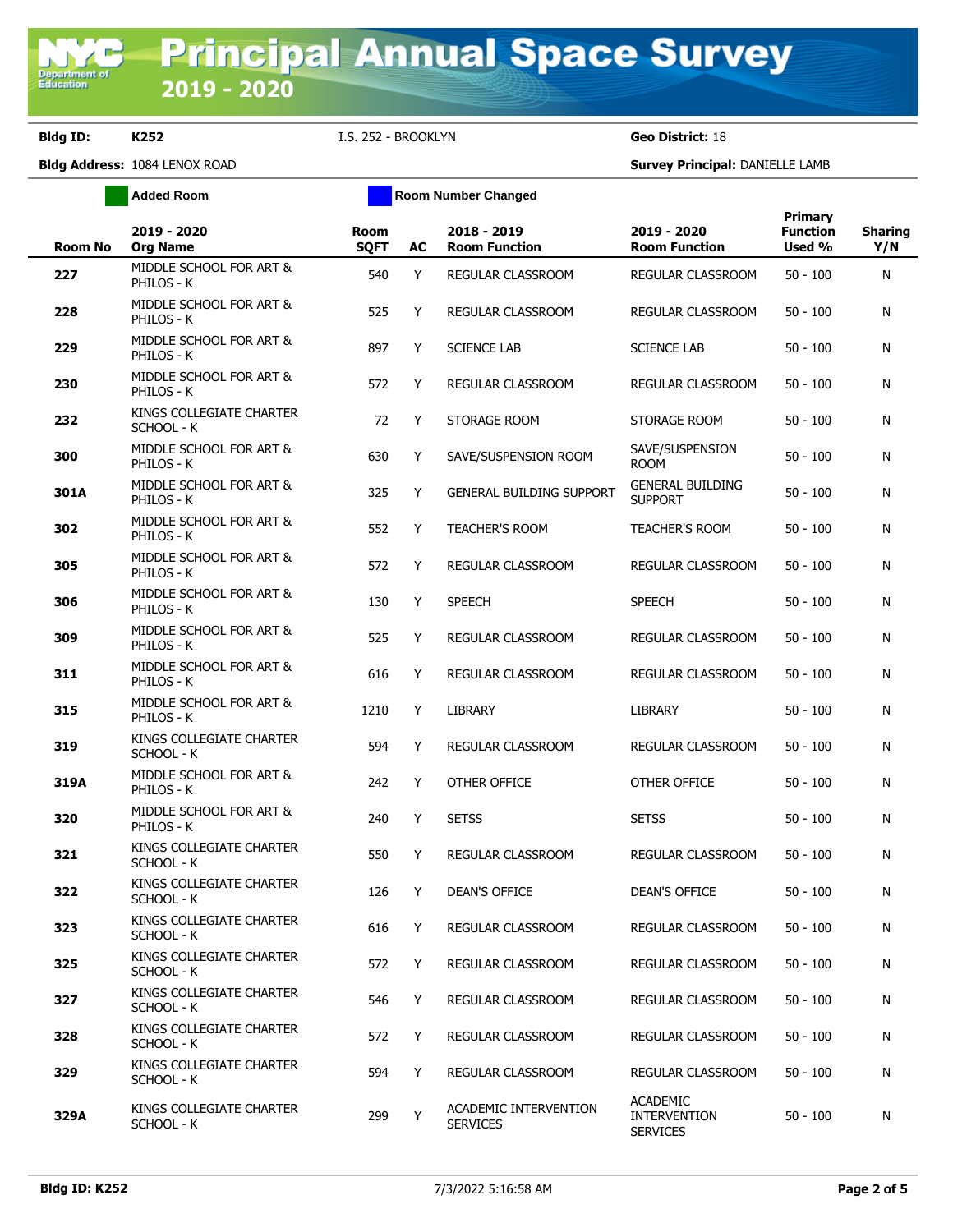# Principal Annual Space Survey 2019 - 2020

**Bldg ID:** K252 I.S. 252 - BROOKLYN **Geo District:** 18

**Bldg Address:** 1084 LENOX ROAD **Survey Principal:** DANIELLE LAMB

Added Room | Room Number Changed

| Room No | 2019 - 2020 Org Name | Room SQFT | AC | 2018 - 2019 Room Function | 2019 - 2020 Room Function | Primary Function Used % | Sharing Y/N |
|---|---|---|---|---|---|---|---|
| 227 | MIDDLE SCHOOL FOR ART & PHILOS - K | 540 | Y | REGULAR CLASSROOM | REGULAR CLASSROOM | 50 - 100 | N |
| 228 | MIDDLE SCHOOL FOR ART & PHILOS - K | 525 | Y | REGULAR CLASSROOM | REGULAR CLASSROOM | 50 - 100 | N |
| 229 | MIDDLE SCHOOL FOR ART & PHILOS - K | 897 | Y | SCIENCE LAB | SCIENCE LAB | 50 - 100 | N |
| 230 | MIDDLE SCHOOL FOR ART & PHILOS - K | 572 | Y | REGULAR CLASSROOM | REGULAR CLASSROOM | 50 - 100 | N |
| 232 | KINGS COLLEGIATE CHARTER SCHOOL - K | 72 | Y | STORAGE ROOM | STORAGE ROOM | 50 - 100 | N |
| 300 | MIDDLE SCHOOL FOR ART & PHILOS - K | 630 | Y | SAVE/SUSPENSION ROOM | SAVE/SUSPENSION ROOM | 50 - 100 | N |
| 301A | MIDDLE SCHOOL FOR ART & PHILOS - K | 325 | Y | GENERAL BUILDING SUPPORT | GENERAL BUILDING SUPPORT | 50 - 100 | N |
| 302 | MIDDLE SCHOOL FOR ART & PHILOS - K | 552 | Y | TEACHER'S ROOM | TEACHER'S ROOM | 50 - 100 | N |
| 305 | MIDDLE SCHOOL FOR ART & PHILOS - K | 572 | Y | REGULAR CLASSROOM | REGULAR CLASSROOM | 50 - 100 | N |
| 306 | MIDDLE SCHOOL FOR ART & PHILOS - K | 130 | Y | SPEECH | SPEECH | 50 - 100 | N |
| 309 | MIDDLE SCHOOL FOR ART & PHILOS - K | 525 | Y | REGULAR CLASSROOM | REGULAR CLASSROOM | 50 - 100 | N |
| 311 | MIDDLE SCHOOL FOR ART & PHILOS - K | 616 | Y | REGULAR CLASSROOM | REGULAR CLASSROOM | 50 - 100 | N |
| 315 | MIDDLE SCHOOL FOR ART & PHILOS - K | 1210 | Y | LIBRARY | LIBRARY | 50 - 100 | N |
| 319 | KINGS COLLEGIATE CHARTER SCHOOL - K | 594 | Y | REGULAR CLASSROOM | REGULAR CLASSROOM | 50 - 100 | N |
| 319A | MIDDLE SCHOOL FOR ART & PHILOS - K | 242 | Y | OTHER OFFICE | OTHER OFFICE | 50 - 100 | N |
| 320 | MIDDLE SCHOOL FOR ART & PHILOS - K | 240 | Y | SETSS | SETSS | 50 - 100 | N |
| 321 | KINGS COLLEGIATE CHARTER SCHOOL - K | 550 | Y | REGULAR CLASSROOM | REGULAR CLASSROOM | 50 - 100 | N |
| 322 | KINGS COLLEGIATE CHARTER SCHOOL - K | 126 | Y | DEAN'S OFFICE | DEAN'S OFFICE | 50 - 100 | N |
| 323 | KINGS COLLEGIATE CHARTER SCHOOL - K | 616 | Y | REGULAR CLASSROOM | REGULAR CLASSROOM | 50 - 100 | N |
| 325 | KINGS COLLEGIATE CHARTER SCHOOL - K | 572 | Y | REGULAR CLASSROOM | REGULAR CLASSROOM | 50 - 100 | N |
| 327 | KINGS COLLEGIATE CHARTER SCHOOL - K | 546 | Y | REGULAR CLASSROOM | REGULAR CLASSROOM | 50 - 100 | N |
| 328 | KINGS COLLEGIATE CHARTER SCHOOL - K | 572 | Y | REGULAR CLASSROOM | REGULAR CLASSROOM | 50 - 100 | N |
| 329 | KINGS COLLEGIATE CHARTER SCHOOL - K | 594 | Y | REGULAR CLASSROOM | REGULAR CLASSROOM | 50 - 100 | N |
| 329A | KINGS COLLEGIATE CHARTER SCHOOL - K | 299 | Y | ACADEMIC INTERVENTION SERVICES | ACADEMIC INTERVENTION SERVICES | 50 - 100 | N |

Bldg ID: K252 7/3/2022 5:16:58 AM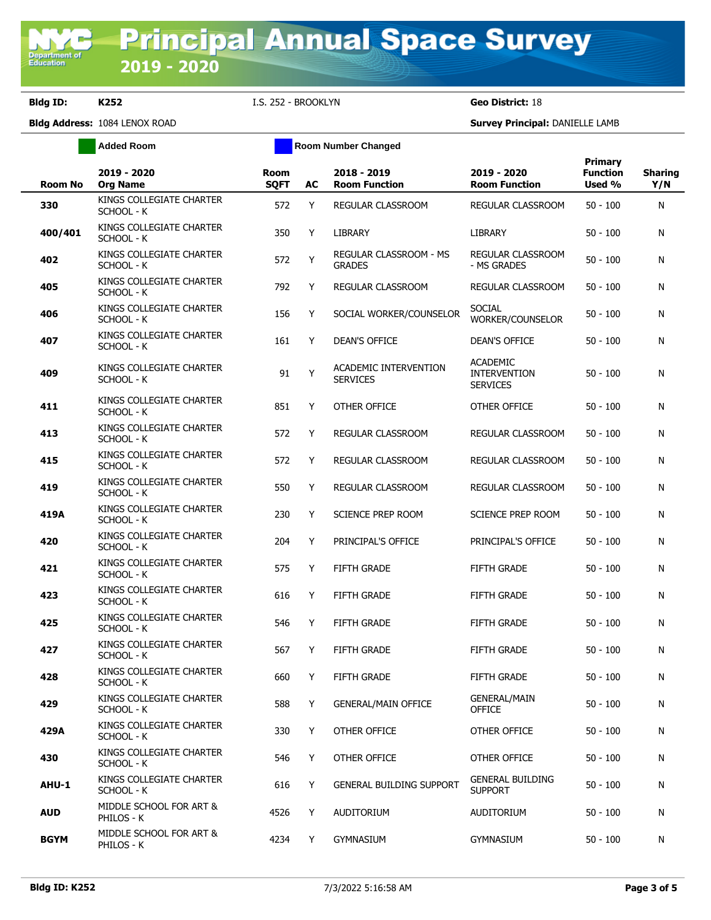# Principal Annual Space Survey 2019 - 2020

**Bldg ID:** K252 I.S. 252 - BROOKLYN **Geo District:** 18

**Bldg Address:** 1084 LENOX ROAD **Survey Principal:** DANIELLE LAMB

**Added Room** **Room Number Changed**

| Room No | 2019 - 2020 Org Name | Room SQFT | AC | 2018 - 2019 Room Function | 2019 - 2020 Room Function | Primary Function Used % | Sharing Y/N |
|---|---|---|---|---|---|---|---|
| 330 | KINGS COLLEGIATE CHARTER SCHOOL - K | 572 | Y | REGULAR CLASSROOM | REGULAR CLASSROOM | 50 - 100 | N |
| 400/401 | KINGS COLLEGIATE CHARTER SCHOOL - K | 350 | Y | LIBRARY | LIBRARY | 50 - 100 | N |
| 402 | KINGS COLLEGIATE CHARTER SCHOOL - K | 572 | Y | REGULAR CLASSROOM - MS GRADES | REGULAR CLASSROOM - MS GRADES | 50 - 100 | N |
| 405 | KINGS COLLEGIATE CHARTER SCHOOL - K | 792 | Y | REGULAR CLASSROOM | REGULAR CLASSROOM | 50 - 100 | N |
| 406 | KINGS COLLEGIATE CHARTER SCHOOL - K | 156 | Y | SOCIAL WORKER/COUNSELOR | SOCIAL WORKER/COUNSELOR | 50 - 100 | N |
| 407 | KINGS COLLEGIATE CHARTER SCHOOL - K | 161 | Y | DEAN'S OFFICE | DEAN'S OFFICE | 50 - 100 | N |
| 409 | KINGS COLLEGIATE CHARTER SCHOOL - K | 91 | Y | ACADEMIC INTERVENTION SERVICES | ACADEMIC INTERVENTION SERVICES | 50 - 100 | N |
| 411 | KINGS COLLEGIATE CHARTER SCHOOL - K | 851 | Y | OTHER OFFICE | OTHER OFFICE | 50 - 100 | N |
| 413 | KINGS COLLEGIATE CHARTER SCHOOL - K | 572 | Y | REGULAR CLASSROOM | REGULAR CLASSROOM | 50 - 100 | N |
| 415 | KINGS COLLEGIATE CHARTER SCHOOL - K | 572 | Y | REGULAR CLASSROOM | REGULAR CLASSROOM | 50 - 100 | N |
| 419 | KINGS COLLEGIATE CHARTER SCHOOL - K | 550 | Y | REGULAR CLASSROOM | REGULAR CLASSROOM | 50 - 100 | N |
| 419A | KINGS COLLEGIATE CHARTER SCHOOL - K | 230 | Y | SCIENCE PREP ROOM | SCIENCE PREP ROOM | 50 - 100 | N |
| 420 | KINGS COLLEGIATE CHARTER SCHOOL - K | 204 | Y | PRINCIPAL'S OFFICE | PRINCIPAL'S OFFICE | 50 - 100 | N |
| 421 | KINGS COLLEGIATE CHARTER SCHOOL - K | 575 | Y | FIFTH GRADE | FIFTH GRADE | 50 - 100 | N |
| 423 | KINGS COLLEGIATE CHARTER SCHOOL - K | 616 | Y | FIFTH GRADE | FIFTH GRADE | 50 - 100 | N |
| 425 | KINGS COLLEGIATE CHARTER SCHOOL - K | 546 | Y | FIFTH GRADE | FIFTH GRADE | 50 - 100 | N |
| 427 | KINGS COLLEGIATE CHARTER SCHOOL - K | 567 | Y | FIFTH GRADE | FIFTH GRADE | 50 - 100 | N |
| 428 | KINGS COLLEGIATE CHARTER SCHOOL - K | 660 | Y | FIFTH GRADE | FIFTH GRADE | 50 - 100 | N |
| 429 | KINGS COLLEGIATE CHARTER SCHOOL - K | 588 | Y | GENERAL/MAIN OFFICE | GENERAL/MAIN OFFICE | 50 - 100 | N |
| 429A | KINGS COLLEGIATE CHARTER SCHOOL - K | 330 | Y | OTHER OFFICE | OTHER OFFICE | 50 - 100 | N |
| 430 | KINGS COLLEGIATE CHARTER SCHOOL - K | 546 | Y | OTHER OFFICE | OTHER OFFICE | 50 - 100 | N |
| AHU-1 | KINGS COLLEGIATE CHARTER SCHOOL - K | 616 | Y | GENERAL BUILDING SUPPORT | GENERAL BUILDING SUPPORT | 50 - 100 | N |
| AUD | MIDDLE SCHOOL FOR ART & PHILOS - K | 4526 | Y | AUDITORIUM | AUDITORIUM | 50 - 100 | N |
| BGYM | MIDDLE SCHOOL FOR ART & PHILOS - K | 4234 | Y | GYMNASIUM | GYMNASIUM | 50 - 100 | N |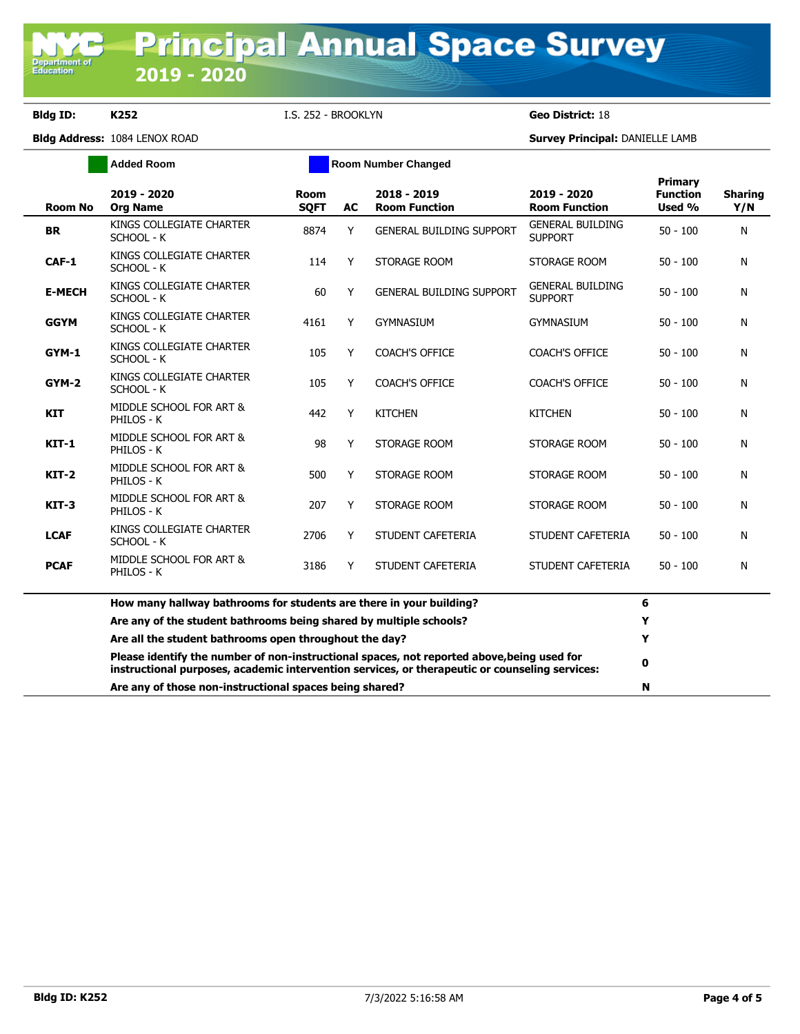# Principal Annual Space Survey 2019 - 2020

**Bldg ID:** K252 I.S. 252 - BROOKLYN **Geo District:** 18

**Bldg Address:** 1084 LENOX ROAD **Survey Principal:** DANIELLE LAMB

Added Room | Room Number Changed

| Room No | 2019 - 2020 Org Name | Room SQFT | AC | 2018 - 2019 Room Function | 2019 - 2020 Room Function | Primary Function Used % | Sharing Y/N |
|---|---|---|---|---|---|---|---|
| **BR** | KINGS COLLEGIATE CHARTER SCHOOL - K | 8874 | Y | GENERAL BUILDING SUPPORT | GENERAL BUILDING SUPPORT | 50 - 100 | N |
| **CAF-1** | KINGS COLLEGIATE CHARTER SCHOOL - K | 114 | Y | STORAGE ROOM | STORAGE ROOM | 50 - 100 | N |
| **E-MECH** | KINGS COLLEGIATE CHARTER SCHOOL - K | 60 | Y | GENERAL BUILDING SUPPORT | GENERAL BUILDING SUPPORT | 50 - 100 | N |
| **GGYM** | KINGS COLLEGIATE CHARTER SCHOOL - K | 4161 | Y | GYMNASIUM | GYMNASIUM | 50 - 100 | N |
| **GYM-1** | KINGS COLLEGIATE CHARTER SCHOOL - K | 105 | Y | COACH'S OFFICE | COACH'S OFFICE | 50 - 100 | N |
| **GYM-2** | KINGS COLLEGIATE CHARTER SCHOOL - K | 105 | Y | COACH'S OFFICE | COACH'S OFFICE | 50 - 100 | N |
| **KIT** | MIDDLE SCHOOL FOR ART & PHILOS - K | 442 | Y | KITCHEN | KITCHEN | 50 - 100 | N |
| **KIT-1** | MIDDLE SCHOOL FOR ART & PHILOS - K | 98 | Y | STORAGE ROOM | STORAGE ROOM | 50 - 100 | N |
| **KIT-2** | MIDDLE SCHOOL FOR ART & PHILOS - K | 500 | Y | STORAGE ROOM | STORAGE ROOM | 50 - 100 | N |
| **KIT-3** | MIDDLE SCHOOL FOR ART & PHILOS - K | 207 | Y | STORAGE ROOM | STORAGE ROOM | 50 - 100 | N |
| **LCAF** | KINGS COLLEGIATE CHARTER SCHOOL - K | 2706 | Y | STUDENT CAFETERIA | STUDENT CAFETERIA | 50 - 100 | N |
| **PCAF** | MIDDLE SCHOOL FOR ART & PHILOS - K | 3186 | Y | STUDENT CAFETERIA | STUDENT CAFETERIA | 50 - 100 | N |

| Question | Answer |
|---|---|
| **How many hallway bathrooms for students are there in your building?** | 6 |
| **Are any of the student bathrooms being shared by multiple schools?** | Y |
| **Are all the student bathrooms open throughout the day?** | Y |
| **Please identify the number of non-instructional spaces, not reported above,being used for instructional purposes, academic intervention services, or therapeutic or counseling services:** | 0 |
| **Are any of those non-instructional spaces being shared?** | N |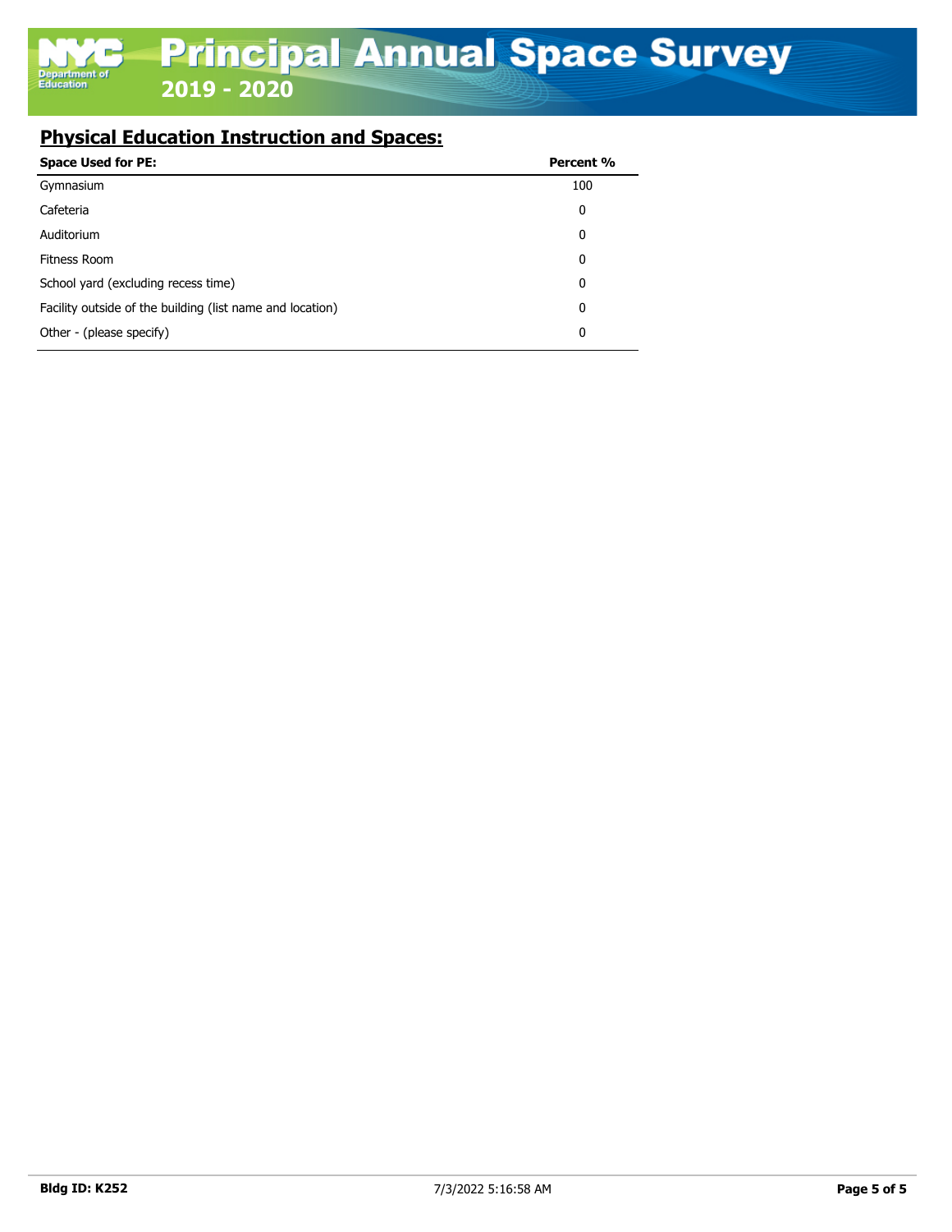## Physical Education Instruction and Spaces:

| Space Used for PE: | Percent % |
|---|---|
| Gymnasium | 100 |
| Cafeteria | 0 |
| Auditorium | 0 |
| Fitness Room | 0 |
| School yard (excluding recess time) | 0 |
| Facility outside of the building (list name and location) | 0 |
| Other - (please specify) | 0 |